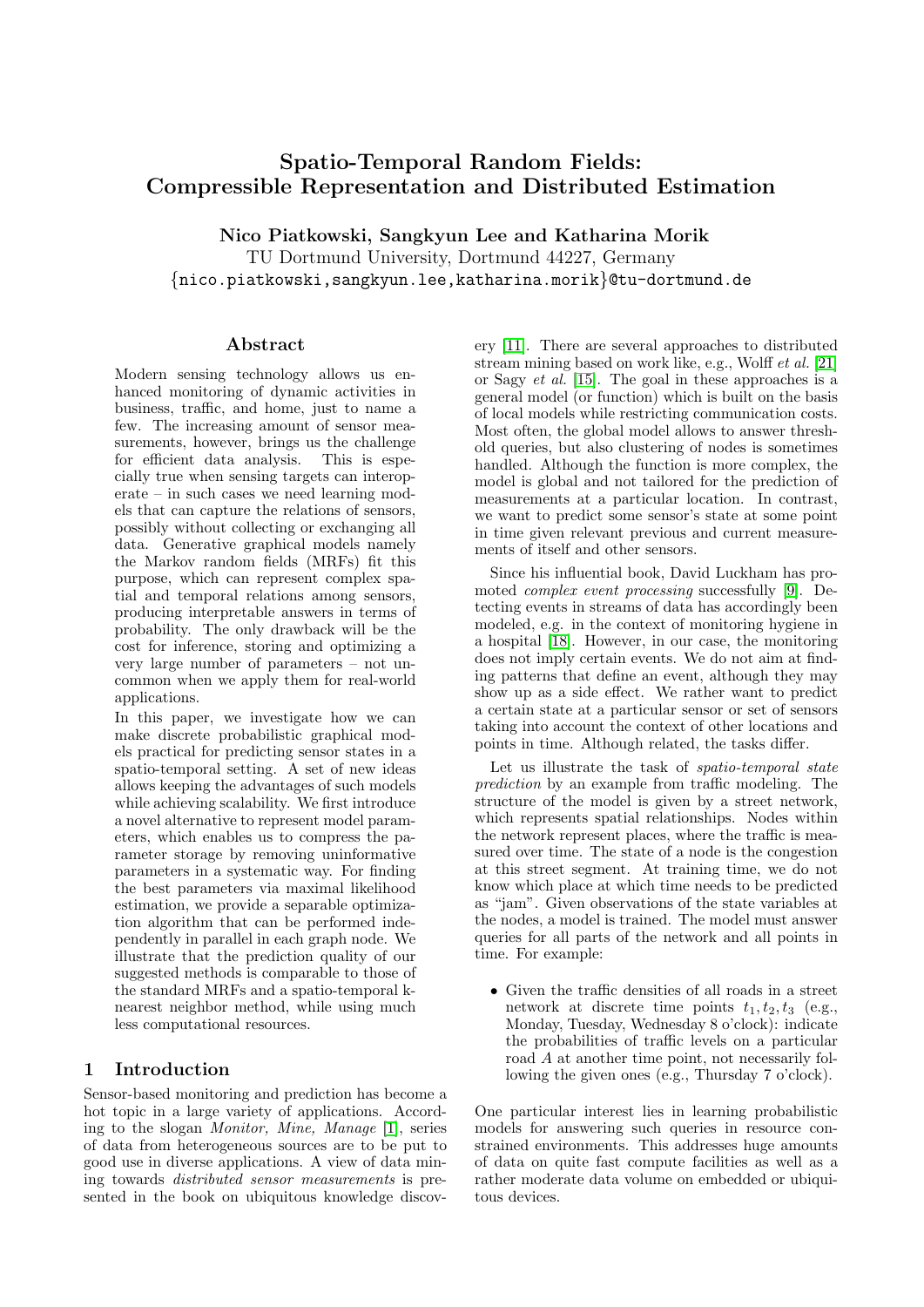# Spatio-Temporal Random Fields: Compressible Representation and Distributed Estimation

**Nico Piatkowski, Sangkyun Lee and Katharina Morik**

TU Dortmund University, Dortmund 44227, Germany

{nico.piatkowski,sangkyun.lee,katharina.morik}@tu-dortmund.de

## Abstract

Modern sensing technology allows us enhanced monitoring of dynamic activities in business, traffic, and home, just to name a few. The increasing amount of sensor measurements, however, brings us the challenge for efficient data analysis. This is especially true when sensing targets can interoperate – in such cases we need learning models that can capture the relations of sensors, possibly without collecting or exchanging all data. Generative graphical models namely the Markov random fields (MRFs) fit this purpose, which can represent complex spatial and temporal relations among sensors, producing interpretable answers in terms of probability. The only drawback will be the cost for inference, storing and optimizing a very large number of parameters – not uncommon when we apply them for real-world applications.

In this paper, we investigate how we can make discrete probabilistic graphical models practical for predicting sensor states in a spatio-temporal setting. A set of new ideas allows keeping the advantages of such models while achieving scalability. We first introduce a novel alternative to represent model parameters, which enables us to compress the parameter storage by removing uninformative parameters in a systematic way. For finding the best parameters via maximal likelihood estimation, we provide a separable optimization algorithm that can be performed independently in parallel in each graph node. We illustrate that the prediction quality of our suggested methods is comparable to those of the standard MRFs and a spatio-temporal k-nearest neighbor method, while using much less computational resources.

## 1 Introduction

Sensor-based monitoring and prediction has become a hot topic in a large variety of applications. According to the slogan *Monitor, Mine, Manage* [1], series of data from heterogeneous sources are to be put to good use in diverse applications. A view of data mining towards *distributed sensor measurements* is presented in the book on ubiquitous knowledge discovery [11]. There are several approaches to distributed stream mining based on work like, e.g., Wolff *et al.* [21] or Sagy *et al.* [15]. The goal in these approaches is a general model (or function) which is built on the basis of local models while restricting communication costs. Most often, the global model allows to answer threshold queries, but also clustering of nodes is sometimes handled. Although the function is more complex, the model is global and not tailored for the prediction of measurements at a particular location. In contrast, we want to predict some sensor's state at some point in time given relevant previous and current measurements of itself and other sensors.

Since his influential book, David Luckham has promoted *complex event processing* successfully [9]. Detecting events in streams of data has accordingly been modeled, e.g. in the context of monitoring hygiene in a hospital [18]. However, in our case, the monitoring does not imply certain events. We do not aim at finding patterns that define an event, although they may show up as a side effect. We rather want to predict a certain state at a particular sensor or set of sensors taking into account the context of other locations and points in time. Although related, the tasks differ.

Let us illustrate the task of *spatio-temporal state prediction* by an example from traffic modeling. The structure of the model is given by a street network, which represents spatial relationships. Nodes within the network represent places, where the traffic is measured over time. The state of a node is the congestion at this street segment. At training time, we do not know which place at which time needs to be predicted as "jam". Given observations of the state variables at the nodes, a model is trained. The model must answer queries for all parts of the network and all points in time. For example:

- Given the traffic densities of all roads in a street network at discrete time points $t_1, t_2, t_3$ (e.g., Monday, Tuesday, Wednesday 8 o'clock): indicate the probabilities of traffic levels on a particular road $A$ at another time point, not necessarily following the given ones (e.g., Thursday 7 o'clock).

One particular interest lies in learning probabilistic models for answering such queries in resource constrained environments. This addresses huge amounts of data on quite fast compute facilities as well as a rather moderate data volume on embedded or ubiquitous devices.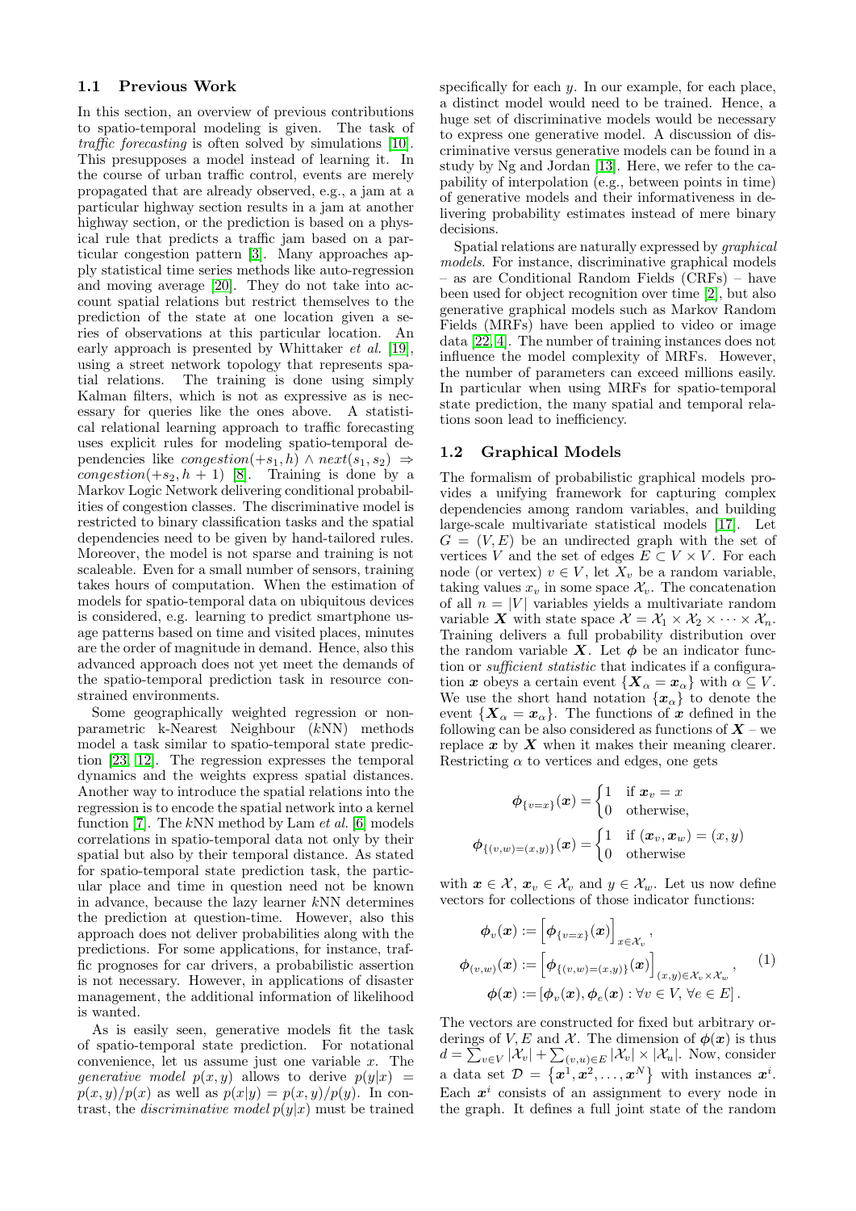### 1.1 Previous Work

In this section, an overview of previous contributions to spatio-temporal modeling is given. The task of *traffic forecasting* is often solved by simulations [10]. This presupposes a model instead of learning it. In the course of urban traffic control, events are merely propagated that are already observed, e.g., a jam at a particular highway section results in a jam at another highway section, or the prediction is based on a physical rule that predicts a traffic jam based on a particular congestion pattern [3]. Many approaches apply statistical time series methods like auto-regression and moving average [20]. They do not take into account spatial relations but restrict themselves to the prediction of the state at one location given a series of observations at this particular location. An early approach is presented by Whittaker *et al.* [19], using a street network topology that represents spatial relations. The training is done using simply Kalman filters, which is not as expressive as is necessary for queries like the ones above. A statistical relational learning approach to traffic forecasting uses explicit rules for modeling spatio-temporal dependencies like $congestion(+s_1, h) \wedge next(s_1, s_2) \Rightarrow congestion(+s_2, h+1)$ [8]. Training is done by a Markov Logic Network delivering conditional probabilities of congestion classes. The discriminative model is restricted to binary classification tasks and the spatial dependencies need to be given by hand-tailored rules. Moreover, the model is not sparse and training is not scaleable. Even for a small number of sensors, training takes hours of computation. When the estimation of models for spatio-temporal data on ubiquitous devices is considered, e.g. learning to predict smartphone usage patterns based on time and visited places, minutes are the order of magnitude in demand. Hence, also this advanced approach does not yet meet the demands of the spatio-temporal prediction task in resource constrained environments.

Some geographically weighted regression or nonparametric k-Nearest Neighbour ($k$NN) methods model a task similar to spatio-temporal state prediction [23, 12]. The regression expresses the temporal dynamics and the weights express spatial distances. Another way to introduce the spatial relations into the regression is to encode the spatial network into a kernel function [7]. The $k$NN method by Lam *et al.* [6] models correlations in spatio-temporal data not only by their spatial but also by their temporal distance. As stated for spatio-temporal state prediction task, the particular place and time in question need not be known in advance, because the lazy learner $k$NN determines the prediction at question-time. However, also this approach does not deliver probabilities along with the predictions. For some applications, for instance, traffic prognoses for car drivers, a probabilistic assertion is not necessary. However, in applications of disaster management, the additional information of likelihood is wanted.

As is easily seen, generative models fit the task of spatio-temporal state prediction. For notational convenience, let us assume just one variable $x$. The *generative model* $p(x, y)$ allows to derive $p(y|x) = p(x, y)/p(x)$ as well as $p(x|y) = p(x, y)/p(y)$. In contrast, the *discriminative model* $p(y|x)$ must be trained specifically for each $y$. In our example, for each place, a distinct model would need to be trained. Hence, a huge set of discriminative models would be necessary to express one generative model. A discussion of discriminative versus generative models can be found in a study by Ng and Jordan [13]. Here, we refer to the capability of interpolation (e.g., between points in time) of generative models and their informativeness in delivering probability estimates instead of mere binary decisions.

Spatial relations are naturally expressed by *graphical models*. For instance, discriminative graphical models – as are Conditional Random Fields (CRFs) – have been used for object recognition over time [2], but also generative graphical models such as Markov Random Fields (MRFs) have been applied to video or image data [22, 4]. The number of training instances does not influence the model complexity of MRFs. However, the number of parameters can exceed millions easily. In particular when using MRFs for spatio-temporal state prediction, the many spatial and temporal relations soon lead to inefficiency.

### 1.2 Graphical Models

The formalism of probabilistic graphical models provides a unifying framework for capturing complex dependencies among random variables, and building large-scale multivariate statistical models [17]. Let $G = (V, E)$ be an undirected graph with the set of vertices $V$ and the set of edges $E \subset V \times V$. For each node (or vertex) $v \in V$, let $X_v$ be a random variable, taking values $x_v$ in some space $\mathcal{X}_v$. The concatenation of all $n = |V|$ variables yields a multivariate random variable $\boldsymbol{X}$ with state space $\mathcal{X} = \mathcal{X}_1 \times \mathcal{X}_2 \times \cdots \times \mathcal{X}_n$. Training delivers a full probability distribution over the random variable $\boldsymbol{X}$. Let $\boldsymbol{\phi}$ be an indicator function or *sufficient statistic* that indicates if a configuration $\boldsymbol{x}$ obeys a certain event $\{\boldsymbol{X}_\alpha = \boldsymbol{x}_\alpha\}$ with $\alpha \subseteq V$. We use the short hand notation $\{\boldsymbol{x}_\alpha\}$ to denote the event $\{\boldsymbol{X}_\alpha = \boldsymbol{x}_\alpha\}$. The functions of $\boldsymbol{x}$ defined in the following can be also considered as functions of $\boldsymbol{X}$ – we replace $\boldsymbol{x}$ by $\boldsymbol{X}$ when it makes their meaning clearer. Restricting $\alpha$ to vertices and edges, one gets

$$
\boldsymbol{\phi}_{\{v=x\}}(\boldsymbol{x}) = \begin{cases} 1 & \text{if } \boldsymbol{x}_v = x \\ 0 & \text{otherwise,} \end{cases}
$$

$$
\boldsymbol{\phi}_{\{(v,w)=(x,y)\}}(\boldsymbol{x}) = \begin{cases} 1 & \text{if } (\boldsymbol{x}_v, \boldsymbol{x}_w) = (x, y) \\ 0 & \text{otherwise} \end{cases}
$$

with $\boldsymbol{x} \in \mathcal{X}$, $\boldsymbol{x}_v \in \mathcal{X}_v$ and $y \in \mathcal{X}_w$. Let us now define vectors for collections of those indicator functions:

$$
\begin{aligned}
\boldsymbol{\phi}_v(\boldsymbol{x}) &:= \left[\boldsymbol{\phi}_{\{v=x\}}(\boldsymbol{x})\right]_{x \in \mathcal{X}_v}, \\
\boldsymbol{\phi}_{(v,w)}(\boldsymbol{x}) &:= \left[\boldsymbol{\phi}_{\{(v,w)=(x,y)\}}(\boldsymbol{x})\right]_{(x,y) \in \mathcal{X}_v \times \mathcal{X}_w}, \\
\boldsymbol{\phi}(\boldsymbol{x}) &:= \left[\boldsymbol{\phi}_v(\boldsymbol{x}), \boldsymbol{\phi}_e(\boldsymbol{x}) : \forall v \in V, \forall e \in E\right].
\end{aligned} \tag{1}
$$

The vectors are constructed for fixed but arbitrary orderings of $V, E$ and $\mathcal{X}$. The dimension of $\boldsymbol{\phi}(\boldsymbol{x})$ is thus $d = \sum_{v \in V} |\mathcal{X}_v| + \sum_{(v,u) \in E} |\mathcal{X}_v| \times |\mathcal{X}_u|$. Now, consider a data set $\mathcal{D} = \{\boldsymbol{x}^1, \boldsymbol{x}^2, \ldots, \boldsymbol{x}^N\}$ with instances $\boldsymbol{x}^i$. Each $\boldsymbol{x}^i$ consists of an assignment to every node in the graph. It defines a full joint state of the random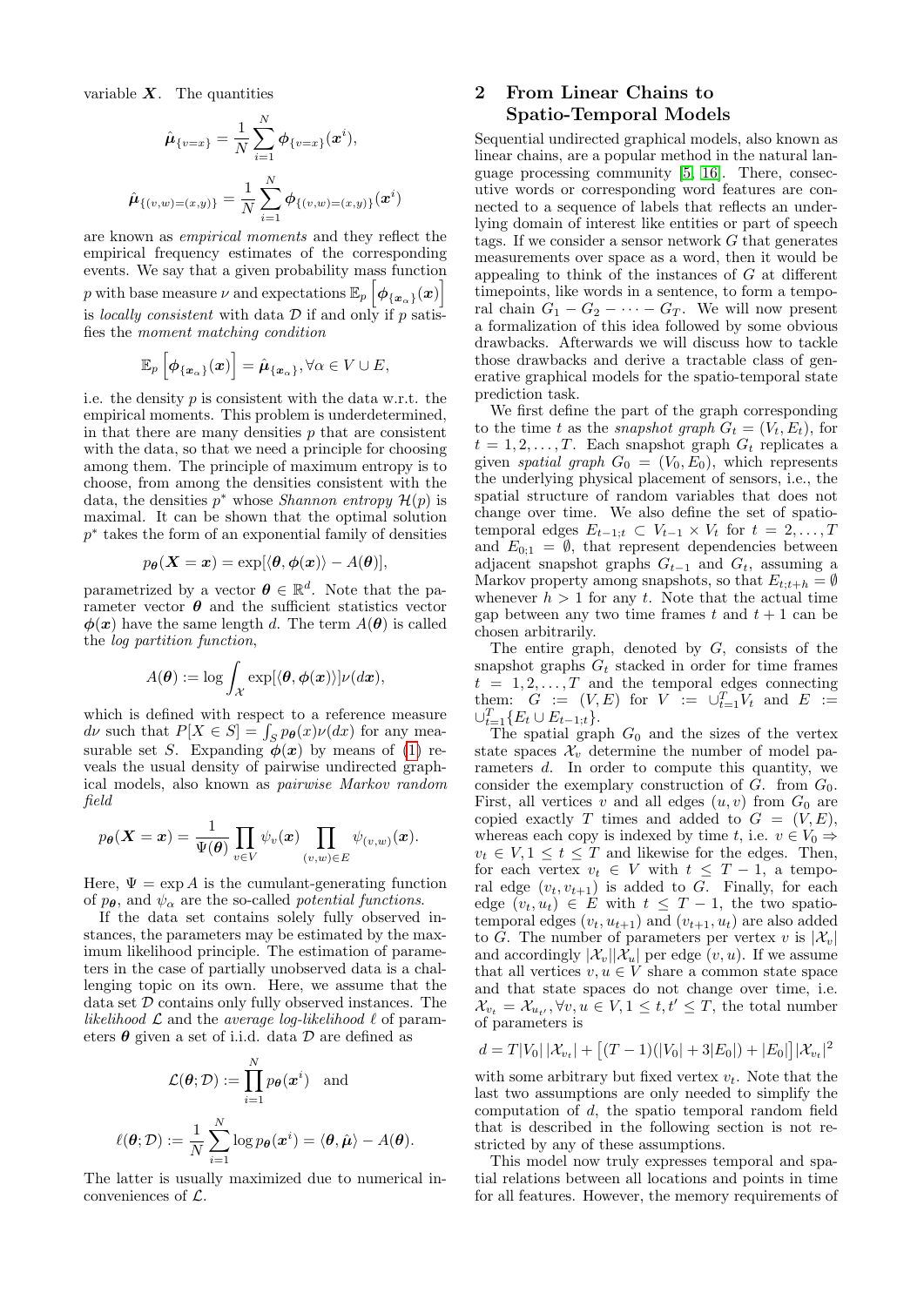variable $\boldsymbol{X}$. The quantities

$$\hat{\boldsymbol{\mu}}_{\{v=x\}} = \frac{1}{N}\sum_{i=1}^{N} \boldsymbol{\phi}_{\{v=x\}}(\boldsymbol{x}^i),$$

$$\hat{\boldsymbol{\mu}}_{\{(v,w)=(x,y)\}} = \frac{1}{N}\sum_{i=1}^{N} \boldsymbol{\phi}_{\{(v,w)=(x,y)\}}(\boldsymbol{x}^i)$$

are known as *empirical moments* and they reflect the empirical frequency estimates of the corresponding events. We say that a given probability mass function $p$ with base measure $\nu$ and expectations $\mathbb{E}_p\left[\boldsymbol{\phi}_{\{\boldsymbol{x}_\alpha\}}(\boldsymbol{x})\right]$ is *locally consistent* with data $\mathcal{D}$ if and only if $p$ satisfies the *moment matching condition*

$$\mathbb{E}_p\left[\boldsymbol{\phi}_{\{\boldsymbol{x}_\alpha\}}(\boldsymbol{x})\right] = \hat{\boldsymbol{\mu}}_{\{\boldsymbol{x}_\alpha\}}, \forall \alpha \in V \cup E,$$

i.e. the density $p$ is consistent with the data w.r.t. the empirical moments. This problem is underdetermined, in that there are many densities $p$ that are consistent with the data, so that we need a principle for choosing among them. The principle of maximum entropy is to choose, from among the densities consistent with the data, the densities $p^*$ whose *Shannon entropy* $\mathcal{H}(p)$ is maximal. It can be shown that the optimal solution $p^*$ takes the form of an exponential family of densities

$$p_{\boldsymbol{\theta}}(\boldsymbol{X}=\boldsymbol{x}) = \exp[\langle \boldsymbol{\theta}, \boldsymbol{\phi}(\boldsymbol{x})\rangle - A(\boldsymbol{\theta})],$$

parametrized by a vector $\boldsymbol{\theta} \in \mathbb{R}^d$. Note that the parameter vector $\boldsymbol{\theta}$ and the sufficient statistics vector $\boldsymbol{\phi}(\boldsymbol{x})$ have the same length $d$. The term $A(\boldsymbol{\theta})$ is called the *log partition function*,

$$A(\boldsymbol{\theta}) := \log \int_{\mathcal{X}} \exp[\langle \boldsymbol{\theta}, \boldsymbol{\phi}(\boldsymbol{x})\rangle]\nu(d\boldsymbol{x}),$$

which is defined with respect to a reference measure $d\nu$ such that $P[X \in S] = \int_S p_{\boldsymbol{\theta}}(x)\nu(dx)$ for any measurable set $S$. Expanding $\boldsymbol{\phi}(\boldsymbol{x})$ by means of (1) reveals the usual density of pairwise undirected graphical models, also known as *pairwise Markov random field*

$$p_{\boldsymbol{\theta}}(\boldsymbol{X}=\boldsymbol{x}) = \frac{1}{\Psi(\boldsymbol{\theta})}\prod_{v\in V}\psi_v(\boldsymbol{x})\prod_{(v,w)\in E}\psi_{(v,w)}(\boldsymbol{x}).$$

Here, $\Psi = \exp A$ is the cumulant-generating function of $p_{\boldsymbol{\theta}}$, and $\psi_\alpha$ are the so-called *potential functions*.

If the data set contains solely fully observed instances, the parameters may be estimated by the maximum likelihood principle. The estimation of parameters in the case of partially unobserved data is a challenging topic on its own. Here, we assume that the data set $\mathcal{D}$ contains only fully observed instances. The *likelihood* $\mathcal{L}$ and the *average log-likelihood* $\ell$ of parameters $\boldsymbol{\theta}$ given a set of i.i.d. data $\mathcal{D}$ are defined as

$$\mathcal{L}(\boldsymbol{\theta};\mathcal{D}) := \prod_{i=1}^{N} p_{\boldsymbol{\theta}}(\boldsymbol{x}^i) \quad \text{and}$$

$$\ell(\boldsymbol{\theta};\mathcal{D}) := \frac{1}{N}\sum_{i=1}^{N}\log p_{\boldsymbol{\theta}}(\boldsymbol{x}^i) = \langle \boldsymbol{\theta}, \hat{\boldsymbol{\mu}}\rangle - A(\boldsymbol{\theta}).$$

The latter is usually maximized due to numerical inconveniences of $\mathcal{L}$.

## 2 From Linear Chains to Spatio-Temporal Models

Sequential undirected graphical models, also known as linear chains, are a popular method in the natural language processing community [5, 16]. There, consecutive words or corresponding word features are connected to a sequence of labels that reflects an underlying domain of interest like entities or part of speech tags. If we consider a sensor network $G$ that generates measurements over space as a word, then it would be appealing to think of the instances of $G$ at different timepoints, like words in a sentence, to form a temporal chain $G_1 - G_2 - \cdots - G_T$. We will now present a formalization of this idea followed by some obvious drawbacks. Afterwards we will discuss how to tackle those drawbacks and derive a tractable class of generative graphical models for the spatio-temporal state prediction task.

We first define the part of the graph corresponding to the time $t$ as the *snapshot graph* $G_t = (V_t, E_t)$, for $t = 1, 2, \ldots, T$. Each snapshot graph $G_t$ replicates a given *spatial graph* $G_0 = (V_0, E_0)$, which represents the underlying physical placement of sensors, i.e., the spatial structure of random variables that does not change over time. We also define the set of spatio-temporal edges $E_{t-1;t} \subset V_{t-1} \times V_t$ for $t = 2, \ldots, T$ and $E_{0;1} = \emptyset$, that represent dependencies between adjacent snapshot graphs $G_{t-1}$ and $G_t$, assuming a Markov property among snapshots, so that $E_{t;t+h} = \emptyset$ whenever $h > 1$ for any $t$. Note that the actual time gap between any two time frames $t$ and $t+1$ can be chosen arbitrarily.

The entire graph, denoted by $G$, consists of the snapshot graphs $G_t$ stacked in order for time frames $t = 1, 2, \ldots, T$ and the temporal edges connecting them: $G := (V, E)$ for $V := \cup_{t=1}^T V_t$ and $E := \cup_{t=1}^T \{E_t \cup E_{t-1;t}\}$.

The spatial graph $G_0$ and the sizes of the vertex state spaces $\mathcal{X}_v$ determine the number of model parameters $d$. In order to compute this quantity, we consider the exemplary construction of $G$. from $G_0$. First, all vertices $v$ and all edges $(u, v)$ from $G_0$ are copied exactly $T$ times and added to $G = (V, E)$, whereas each copy is indexed by time $t$, i.e. $v \in V_0 \Rightarrow v_t \in V, 1 \leq t \leq T$ and likewise for the edges. Then, for each vertex $v_t \in V$ with $t \leq T-1$, a temporal edge $(v_t, v_{t+1})$ is added to $G$. Finally, for each edge $(v_t, u_t) \in E$ with $t \leq T-1$, the two spatio-temporal edges $(v_t, u_{t+1})$ and $(v_{t+1}, u_t)$ are also added to $G$. The number of parameters per vertex $v$ is $|\mathcal{X}_v|$ and accordingly $|\mathcal{X}_v||\mathcal{X}_u|$ per edge $(v, u)$. If we assume that all vertices $v, u \in V$ share a common state space and that state spaces do not change over time, i.e. $\mathcal{X}_{v_t} = \mathcal{X}_{u_{t'}}, \forall v, u \in V, 1 \leq t, t' \leq T$, the total number of parameters is

$$d = T|V_0|\,|\mathcal{X}_{v_t}| + \left[(T-1)(|V_0| + 3|E_0|) + |E_0|\right]|\mathcal{X}_{v_t}|^2$$

with some arbitrary but fixed vertex $v_t$. Note that the last two assumptions are only needed to simplify the computation of $d$, the spatio temporal random field that is described in the following section is not restricted by any of these assumptions.

This model now truly expresses temporal and spatial relations between all locations and points in time for all features. However, the memory requirements of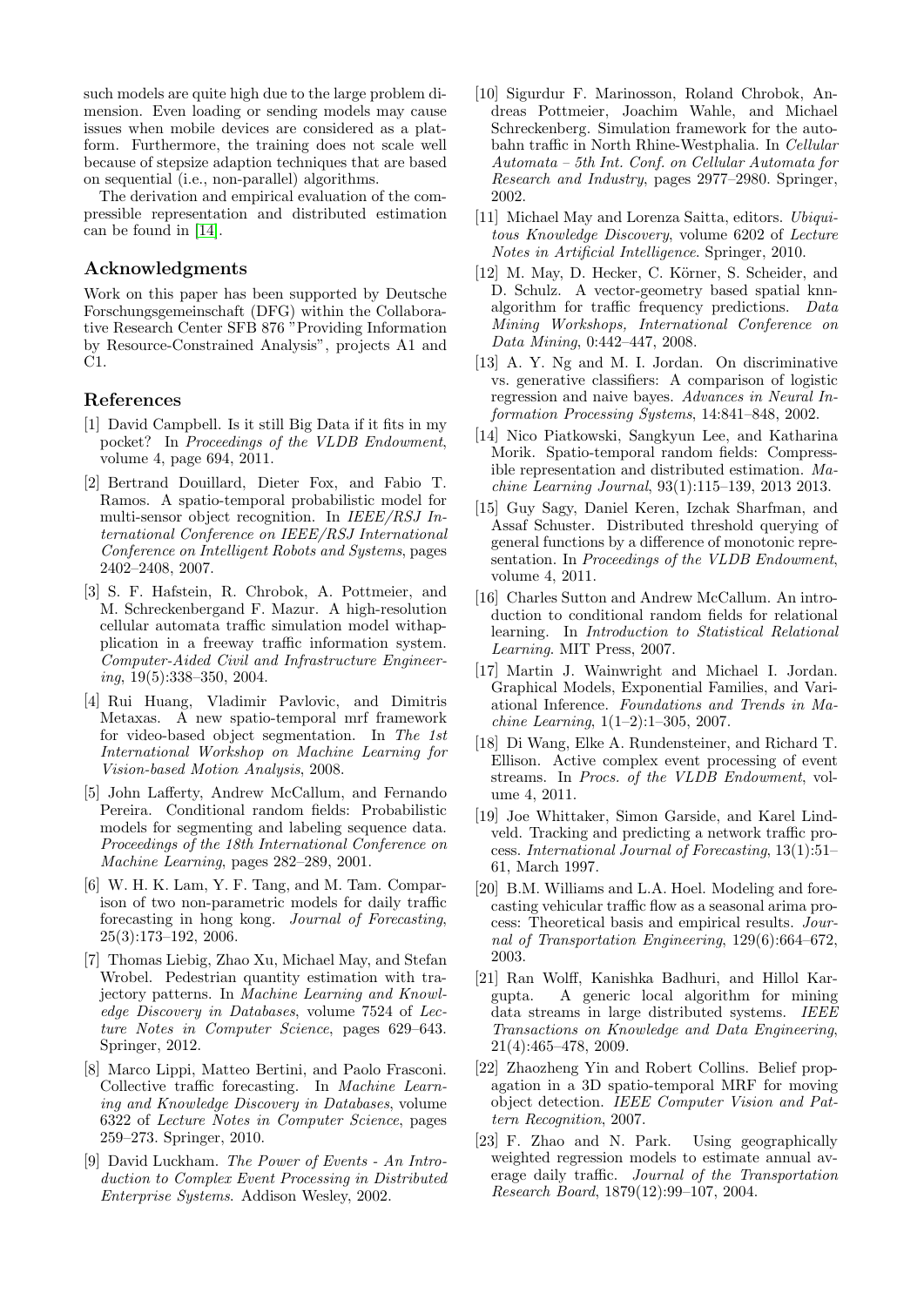such models are quite high due to the large problem dimension. Even loading or sending models may cause issues when mobile devices are considered as a platform. Furthermore, the training does not scale well because of stepsize adaption techniques that are based on sequential (i.e., non-parallel) algorithms.

The derivation and empirical evaluation of the compressible representation and distributed estimation can be found in [14].

## Acknowledgments

Work on this paper has been supported by Deutsche Forschungsgemeinschaft (DFG) within the Collaborative Research Center SFB 876 "Providing Information by Resource-Constrained Analysis", projects A1 and C1.

## References

[1] David Campbell. Is it still Big Data if it fits in my pocket? In *Proceedings of the VLDB Endowment*, volume 4, page 694, 2011.

[2] Bertrand Douillard, Dieter Fox, and Fabio T. Ramos. A spatio-temporal probabilistic model for multi-sensor object recognition. In *IEEE/RSJ International Conference on IEEE/RSJ International Conference on Intelligent Robots and Systems*, pages 2402–2408, 2007.

[3] S. F. Hafstein, R. Chrobok, A. Pottmeier, and M. Schreckenbergand F. Mazur. A high-resolution cellular automata traffic simulation model withapplication in a freeway traffic information system. *Computer-Aided Civil and Infrastructure Engineering*, 19(5):338–350, 2004.

[4] Rui Huang, Vladimir Pavlovic, and Dimitris Metaxas. A new spatio-temporal mrf framework for video-based object segmentation. In *The 1st International Workshop on Machine Learning for Vision-based Motion Analysis*, 2008.

[5] John Lafferty, Andrew McCallum, and Fernando Pereira. Conditional random fields: Probabilistic models for segmenting and labeling sequence data. *Proceedings of the 18th International Conference on Machine Learning*, pages 282–289, 2001.

[6] W. H. K. Lam, Y. F. Tang, and M. Tam. Comparison of two non-parametric models for daily traffic forecasting in hong kong. *Journal of Forecasting*, 25(3):173–192, 2006.

[7] Thomas Liebig, Zhao Xu, Michael May, and Stefan Wrobel. Pedestrian quantity estimation with trajectory patterns. In *Machine Learning and Knowledge Discovery in Databases*, volume 7524 of *Lecture Notes in Computer Science*, pages 629–643. Springer, 2012.

[8] Marco Lippi, Matteo Bertini, and Paolo Frasconi. Collective traffic forecasting. In *Machine Learning and Knowledge Discovery in Databases*, volume 6322 of *Lecture Notes in Computer Science*, pages 259–273. Springer, 2010.

[9] David Luckham. *The Power of Events - An Introduction to Complex Event Processing in Distributed Enterprise Systems*. Addison Wesley, 2002.

[10] Sigurdur F. Marinosson, Roland Chrobok, Andreas Pottmeier, Joachim Wahle, and Michael Schreckenberg. Simulation framework for the autobahn traffic in North Rhine-Westphalia. In *Cellular Automata – 5th Int. Conf. on Cellular Automata for Research and Industry*, pages 2977–2980. Springer, 2002.

[11] Michael May and Lorenza Saitta, editors. *Ubiquitous Knowledge Discovery*, volume 6202 of *Lecture Notes in Artificial Intelligence*. Springer, 2010.

[12] M. May, D. Hecker, C. Körner, S. Scheider, and D. Schulz. A vector-geometry based spatial knn-algorithm for traffic frequency predictions. *Data Mining Workshops, International Conference on Data Mining*, 0:442–447, 2008.

[13] A. Y. Ng and M. I. Jordan. On discriminative vs. generative classifiers: A comparison of logistic regression and naive bayes. *Advances in Neural Information Processing Systems*, 14:841–848, 2002.

[14] Nico Piatkowski, Sangkyun Lee, and Katharina Morik. Spatio-temporal random fields: Compressible representation and distributed estimation. *Machine Learning Journal*, 93(1):115–139, 2013 2013.

[15] Guy Sagy, Daniel Keren, Izchak Sharfman, and Assaf Schuster. Distributed threshold querying of general functions by a difference of monotonic representation. In *Proceedings of the VLDB Endowment*, volume 4, 2011.

[16] Charles Sutton and Andrew McCallum. An introduction to conditional random fields for relational learning. In *Introduction to Statistical Relational Learning*. MIT Press, 2007.

[17] Martin J. Wainwright and Michael I. Jordan. Graphical Models, Exponential Families, and Variational Inference. *Foundations and Trends in Machine Learning*, 1(1–2):1–305, 2007.

[18] Di Wang, Elke A. Rundensteiner, and Richard T. Ellison. Active complex event processing of event streams. In *Procs. of the VLDB Endowment*, volume 4, 2011.

[19] Joe Whittaker, Simon Garside, and Karel Lindveld. Tracking and predicting a network traffic process. *International Journal of Forecasting*, 13(1):51–61, March 1997.

[20] B.M. Williams and L.A. Hoel. Modeling and forecasting vehicular traffic flow as a seasonal arima process: Theoretical basis and empirical results. *Journal of Transportation Engineering*, 129(6):664–672, 2003.

[21] Ran Wolff, Kanishka Badhuri, and Hillol Kargupta. A generic local algorithm for mining data streams in large distributed systems. *IEEE Transactions on Knowledge and Data Engineering*, 21(4):465–478, 2009.

[22] Zhaozheng Yin and Robert Collins. Belief propagation in a 3D spatio-temporal MRF for moving object detection. *IEEE Computer Vision and Pattern Recognition*, 2007.

[23] F. Zhao and N. Park. Using geographically weighted regression models to estimate annual average daily traffic. *Journal of the Transportation Research Board*, 1879(12):99–107, 2004.